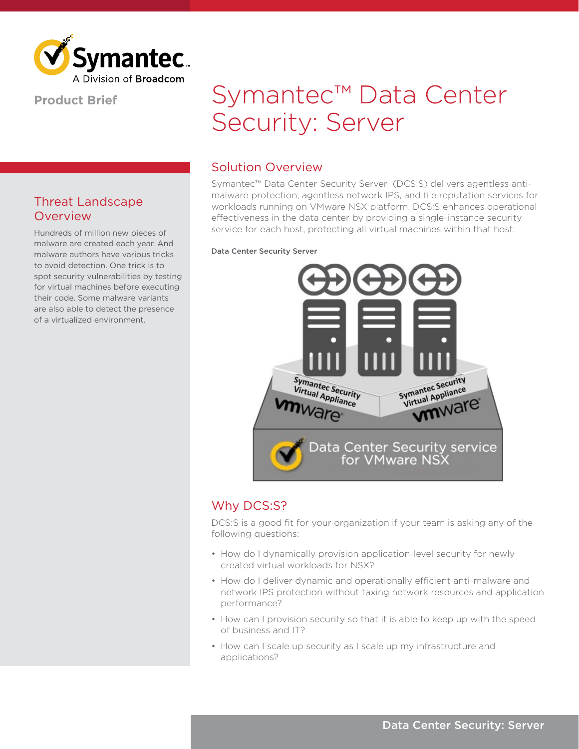Product Brief

# Symantec™ Data Center Security: Server

## Threat Landscape Overview

Hundreds of million new pieces of malware are created each year. And malware authors have various tricks to avoid detection. One trick is to spot security vulnerabilities by testing for virtual machines before executing their code. Some malware variants are also able to detect the presence of a virtualized environment.

## Solution Overview

Symantec™ Data Center Security Server (DCS:S) delivers agentless anti-malware protection, agentless network IPS, and file reputation services for workloads running on VMware NSX platform. DCS:S enhances operational effectiveness in the data center by providing a single-instance security service for each host, protecting all virtual machines within that host.

**Data Center Security Server**

## Why DCS:S?

DCS:S is a good fit for your organization if your team is asking any of the following questions:

- How do I dynamically provision application-level security for newly created virtual workloads for NSX?
- How do I deliver dynamic and operationally efficient anti-malware and network IPS protection without taxing network resources and application performance?
- How can I provision security so that it is able to keep up with the speed of business and IT?
- How can I scale up security as I scale up my infrastructure and applications?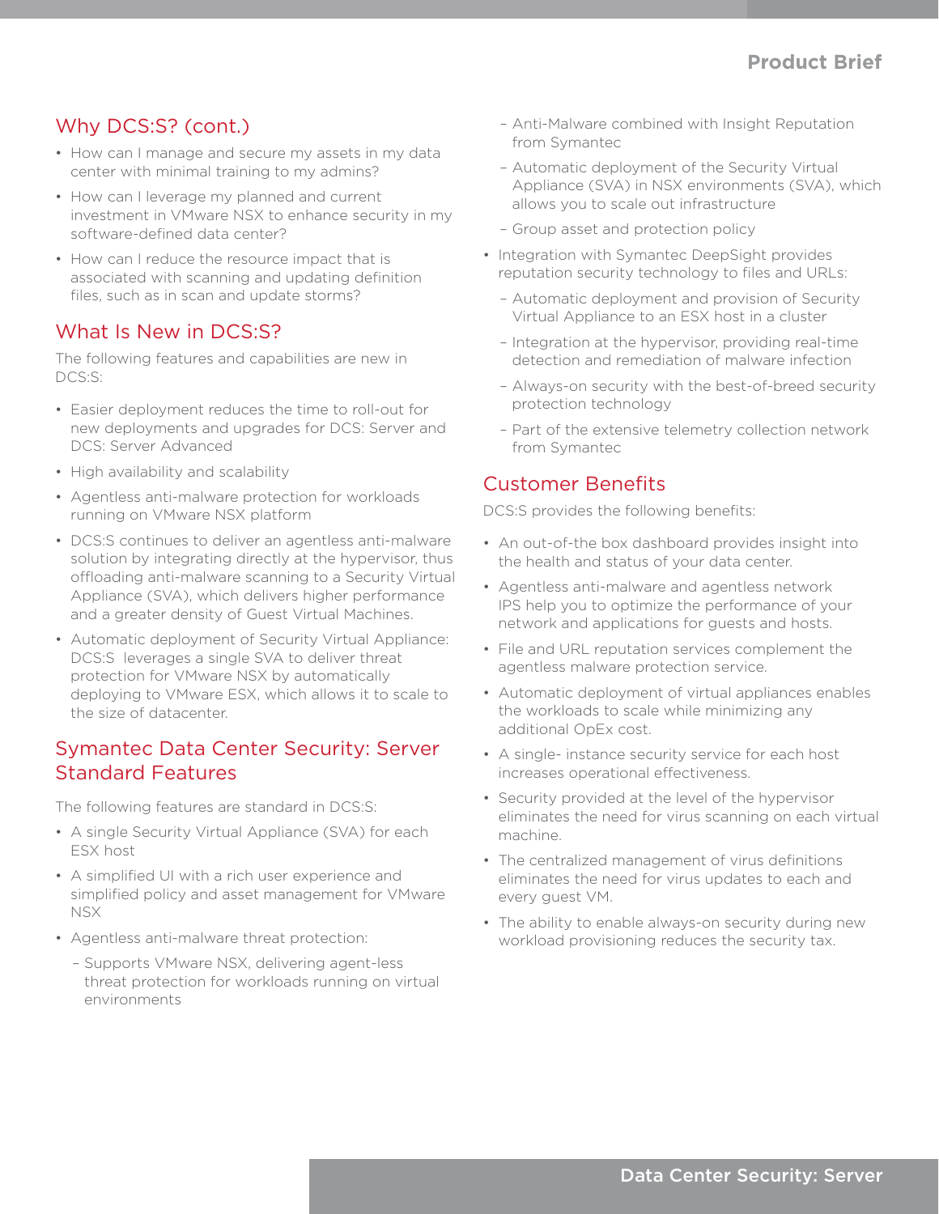## Why DCS:S? (cont.)

- How can I manage and secure my assets in my data center with minimal training to my admins?
- How can I leverage my planned and current investment in VMware NSX to enhance security in my software-defined data center?
- How can I reduce the resource impact that is associated with scanning and updating definition files, such as in scan and update storms?

## What Is New in DCS:S?

The following features and capabilities are new in DCS:S:

- Easier deployment reduces the time to roll-out for new deployments and upgrades for DCS: Server and DCS: Server Advanced
- High availability and scalability
- Agentless anti-malware protection for workloads running on VMware NSX platform
- DCS:S continues to deliver an agentless anti-malware solution by integrating directly at the hypervisor, thus offloading anti-malware scanning to a Security Virtual Appliance (SVA), which delivers higher performance and a greater density of Guest Virtual Machines.
- Automatic deployment of Security Virtual Appliance: DCS:S leverages a single SVA to deliver threat protection for VMware NSX by automatically deploying to VMware ESX, which allows it to scale to the size of datacenter.

## Symantec Data Center Security: Server Standard Features

The following features are standard in DCS:S:

- A single Security Virtual Appliance (SVA) for each ESX host
- A simplified UI with a rich user experience and simplified policy and asset management for VMware NSX
- Agentless anti-malware threat protection:
  - Supports VMware NSX, delivering agent-less threat protection for workloads running on virtual environments
  - Anti-Malware combined with Insight Reputation from Symantec
  - Automatic deployment of the Security Virtual Appliance (SVA) in NSX environments (SVA), which allows you to scale out infrastructure
  - Group asset and protection policy
- Integration with Symantec DeepSight provides reputation security technology to files and URLs:
  - Automatic deployment and provision of Security Virtual Appliance to an ESX host in a cluster
  - Integration at the hypervisor, providing real-time detection and remediation of malware infection
  - Always-on security with the best-of-breed security protection technology
  - Part of the extensive telemetry collection network from Symantec

## Customer Benefits

DCS:S provides the following benefits:

- An out-of-the box dashboard provides insight into the health and status of your data center.
- Agentless anti-malware and agentless network IPS help you to optimize the performance of your network and applications for guests and hosts.
- File and URL reputation services complement the agentless malware protection service.
- Automatic deployment of virtual appliances enables the workloads to scale while minimizing any additional OpEx cost.
- A single- instance security service for each host increases operational effectiveness.
- Security provided at the level of the hypervisor eliminates the need for virus scanning on each virtual machine.
- The centralized management of virus definitions eliminates the need for virus updates to each and every guest VM.
- The ability to enable always-on security during new workload provisioning reduces the security tax.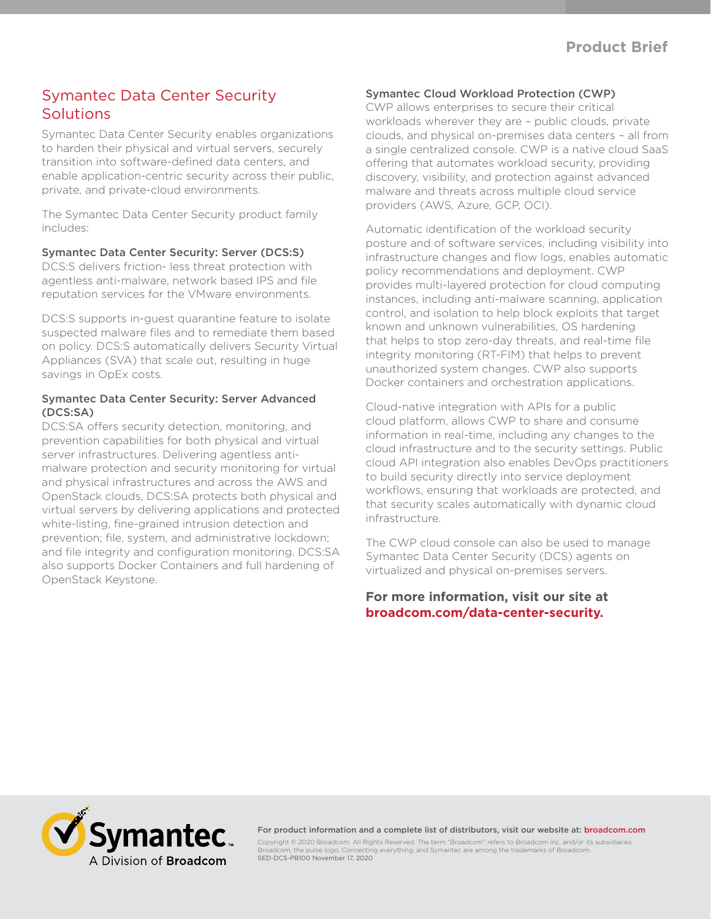## Symantec Data Center Security Solutions

Symantec Data Center Security enables organizations to harden their physical and virtual servers, securely transition into software-defined data centers, and enable application-centric security across their public, private, and private-cloud environments.

The Symantec Data Center Security product family includes:

### Symantec Data Center Security: Server (DCS:S)

DCS:S delivers friction- less threat protection with agentless anti-malware, network based IPS and file reputation services for the VMware environments.

DCS:S supports in-guest quarantine feature to isolate suspected malware files and to remediate them based on policy. DCS:S automatically delivers Security Virtual Appliances (SVA) that scale out, resulting in huge savings in OpEx costs.

### Symantec Data Center Security: Server Advanced (DCS:SA)

DCS:SA offers security detection, monitoring, and prevention capabilities for both physical and virtual server infrastructures. Delivering agentless anti-malware protection and security monitoring for virtual and physical infrastructures and across the AWS and OpenStack clouds, DCS:SA protects both physical and virtual servers by delivering applications and protected white-listing, fine-grained intrusion detection and prevention; file, system, and administrative lockdown; and file integrity and configuration monitoring. DCS:SA also supports Docker Containers and full hardening of OpenStack Keystone.

### Symantec Cloud Workload Protection (CWP)

CWP allows enterprises to secure their critical workloads wherever they are – public clouds, private clouds, and physical on-premises data centers – all from a single centralized console. CWP is a native cloud SaaS offering that automates workload security, providing discovery, visibility, and protection against advanced malware and threats across multiple cloud service providers (AWS, Azure, GCP, OCI).

Automatic identification of the workload security posture and of software services, including visibility into infrastructure changes and flow logs, enables automatic policy recommendations and deployment. CWP provides multi-layered protection for cloud computing instances, including anti-malware scanning, application control, and isolation to help block exploits that target known and unknown vulnerabilities, OS hardening that helps to stop zero-day threats, and real-time file integrity monitoring (RT-FIM) that helps to prevent unauthorized system changes. CWP also supports Docker containers and orchestration applications.

Cloud-native integration with APIs for a public cloud platform, allows CWP to share and consume information in real-time, including any changes to the cloud infrastructure and to the security settings. Public cloud API integration also enables DevOps practitioners to build security directly into service deployment workflows, ensuring that workloads are protected, and that security scales automatically with dynamic cloud infrastructure.

The CWP cloud console can also be used to manage Symantec Data Center Security (DCS) agents on virtualized and physical on-premises servers.

**For more information, visit our site at broadcom.com/data-center-security.**

**For product information and a complete list of distributors, visit our website at: broadcom.com**

Copyright © 2020 Broadcom. All Rights Reserved. The term "Broadcom" refers to Broadcom Inc. and/or its subsidiaries. Broadcom, the pulse logo, Connecting everything, and Symantec are among the trademarks of Broadcom.
SED-DCS-PB100 November 17, 2020